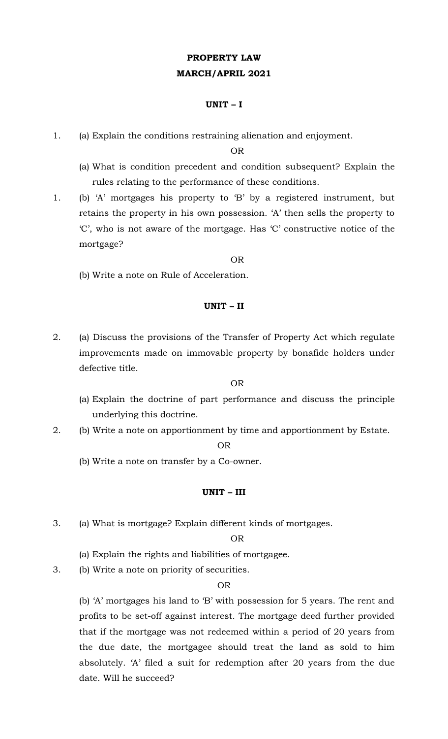# PROPERTY LAW

## MARCH/APRIL 2021

### UNIT – I

1. (a) Explain the conditions restraining alienation and enjoyment.

OR

(a) What is condition precedent and condition subsequent? Explain the rules relating to the performance of these conditions.

1. (b) 'A' mortgages his property to 'B' by a registered instrument, but retains the property in his own possession. 'A' then sells the property to 'C', who is not aware of the mortgage. Has 'C' constructive notice of the mortgage?

OR

(b) Write a note on Rule of Acceleration.

### UNIT – II

2. (a) Discuss the provisions of the Transfer of Property Act which regulate improvements made on immovable property by bonafide holders under defective title.

OR

(a) Explain the doctrine of part performance and discuss the principle underlying this doctrine.

2. (b) Write a note on apportionment by time and apportionment by Estate.

OR

(b) Write a note on transfer by a Co-owner.

### UNIT – III

3. (a) What is mortgage? Explain different kinds of mortgages.

OR

(a) Explain the rights and liabilities of mortgagee.

3. (b) Write a note on priority of securities.

OR

(b) 'A' mortgages his land to 'B' with possession for 5 years. The rent and profits to be set-off against interest. The mortgage deed further provided that if the mortgage was not redeemed within a period of 20 years from the due date, the mortgagee should treat the land as sold to him absolutely. 'A' filed a suit for redemption after 20 years from the due date. Will he succeed?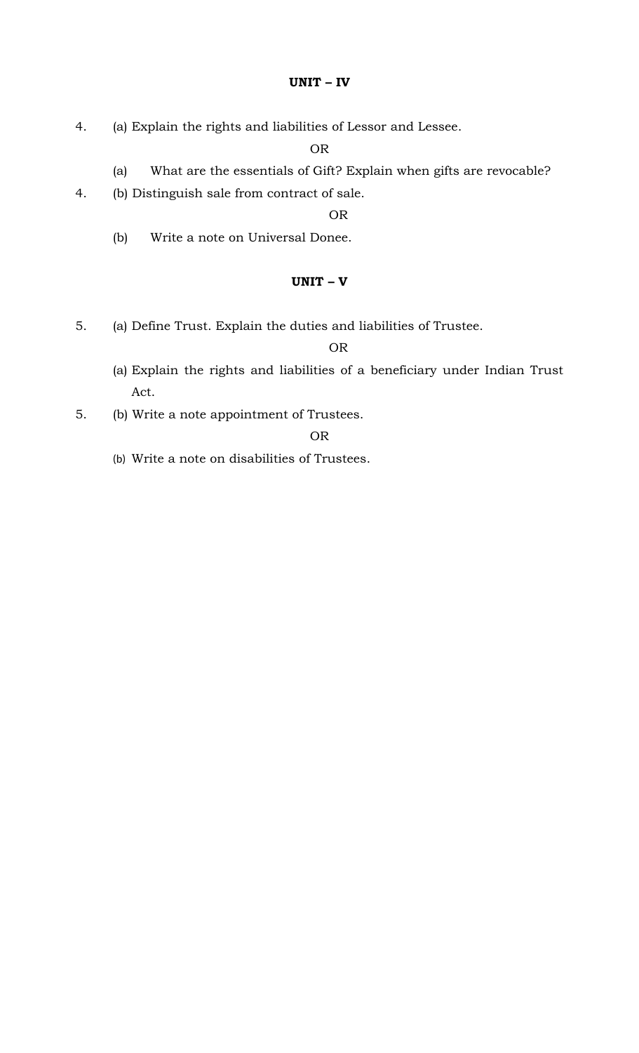**UNIT – IV**

4. (a) Explain the rights and liabilities of Lessor and Lessee.

OR

(a) What are the essentials of Gift? Explain when gifts are revocable?

4. (b) Distinguish sale from contract of sale.

OR

(b) Write a note on Universal Donee.

**UNIT – V**

5. (a) Define Trust. Explain the duties and liabilities of Trustee.

OR

(a) Explain the rights and liabilities of a beneficiary under Indian Trust Act.

5. (b) Write a note appointment of Trustees.

OR

(b) Write a note on disabilities of Trustees.